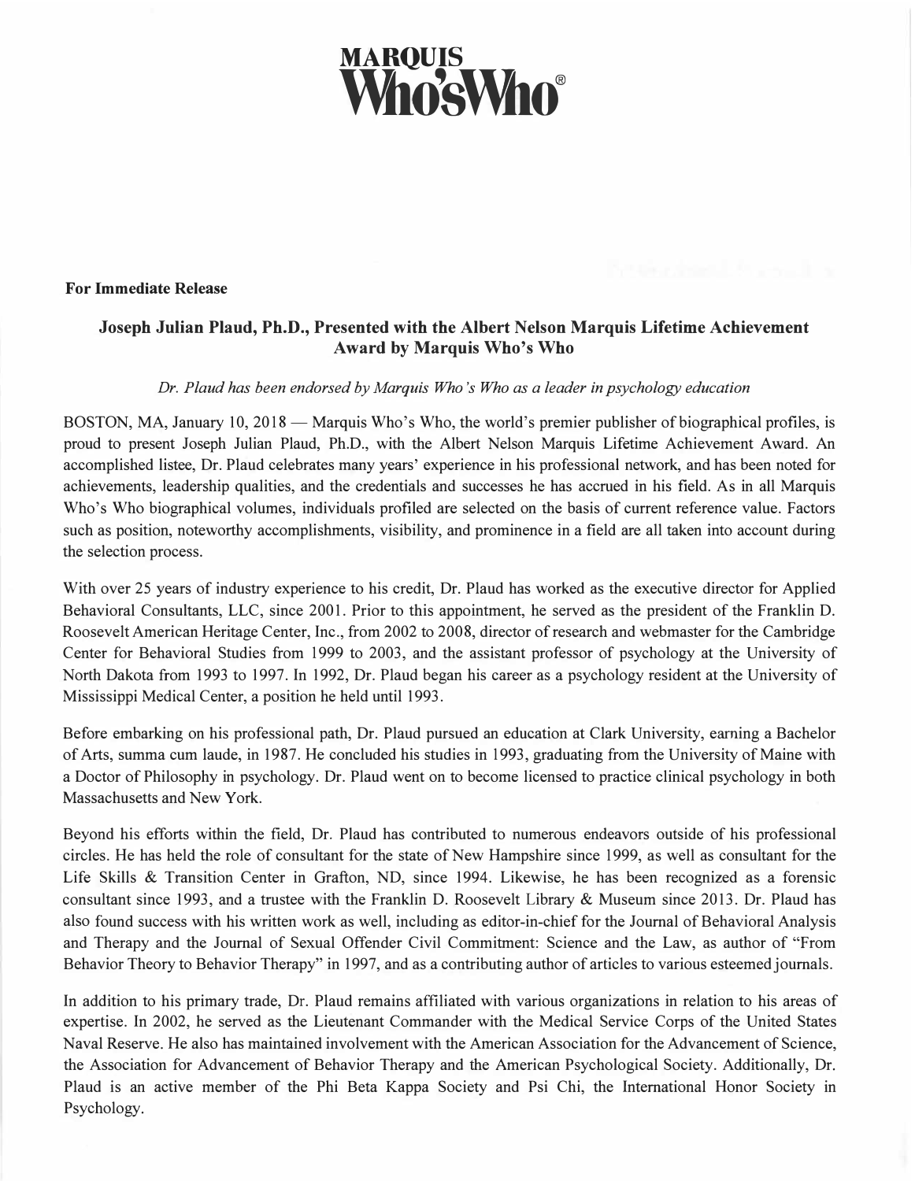# MARQUIS Who'sWho®

**For Immediate Release**

## Joseph Julian Plaud, Ph.D., Presented with the Albert Nelson Marquis Lifetime Achievement Award by Marquis Who's Who

*Dr. Plaud has been endorsed by Marquis Who's Who as a leader in psychology education*

BOSTON, MA, January 10, 2018 — Marquis Who's Who, the world's premier publisher of biographical profiles, is proud to present Joseph Julian Plaud, Ph.D., with the Albert Nelson Marquis Lifetime Achievement Award. An accomplished listee, Dr. Plaud celebrates many years' experience in his professional network, and has been noted for achievements, leadership qualities, and the credentials and successes he has accrued in his field. As in all Marquis Who's Who biographical volumes, individuals profiled are selected on the basis of current reference value. Factors such as position, noteworthy accomplishments, visibility, and prominence in a field are all taken into account during the selection process.

With over 25 years of industry experience to his credit, Dr. Plaud has worked as the executive director for Applied Behavioral Consultants, LLC, since 2001. Prior to this appointment, he served as the president of the Franklin D. Roosevelt American Heritage Center, Inc., from 2002 to 2008, director of research and webmaster for the Cambridge Center for Behavioral Studies from 1999 to 2003, and the assistant professor of psychology at the University of North Dakota from 1993 to 1997. In 1992, Dr. Plaud began his career as a psychology resident at the University of Mississippi Medical Center, a position he held until 1993.

Before embarking on his professional path, Dr. Plaud pursued an education at Clark University, earning a Bachelor of Arts, summa cum laude, in 1987. He concluded his studies in 1993, graduating from the University of Maine with a Doctor of Philosophy in psychology. Dr. Plaud went on to become licensed to practice clinical psychology in both Massachusetts and New York.

Beyond his efforts within the field, Dr. Plaud has contributed to numerous endeavors outside of his professional circles. He has held the role of consultant for the state of New Hampshire since 1999, as well as consultant for the Life Skills & Transition Center in Grafton, ND, since 1994. Likewise, he has been recognized as a forensic consultant since 1993, and a trustee with the Franklin D. Roosevelt Library & Museum since 2013. Dr. Plaud has also found success with his written work as well, including as editor-in-chief for the Journal of Behavioral Analysis and Therapy and the Journal of Sexual Offender Civil Commitment: Science and the Law, as author of "From Behavior Theory to Behavior Therapy" in 1997, and as a contributing author of articles to various esteemed journals.

In addition to his primary trade, Dr. Plaud remains affiliated with various organizations in relation to his areas of expertise. In 2002, he served as the Lieutenant Commander with the Medical Service Corps of the United States Naval Reserve. He also has maintained involvement with the American Association for the Advancement of Science, the Association for Advancement of Behavior Therapy and the American Psychological Society. Additionally, Dr. Plaud is an active member of the Phi Beta Kappa Society and Psi Chi, the International Honor Society in Psychology.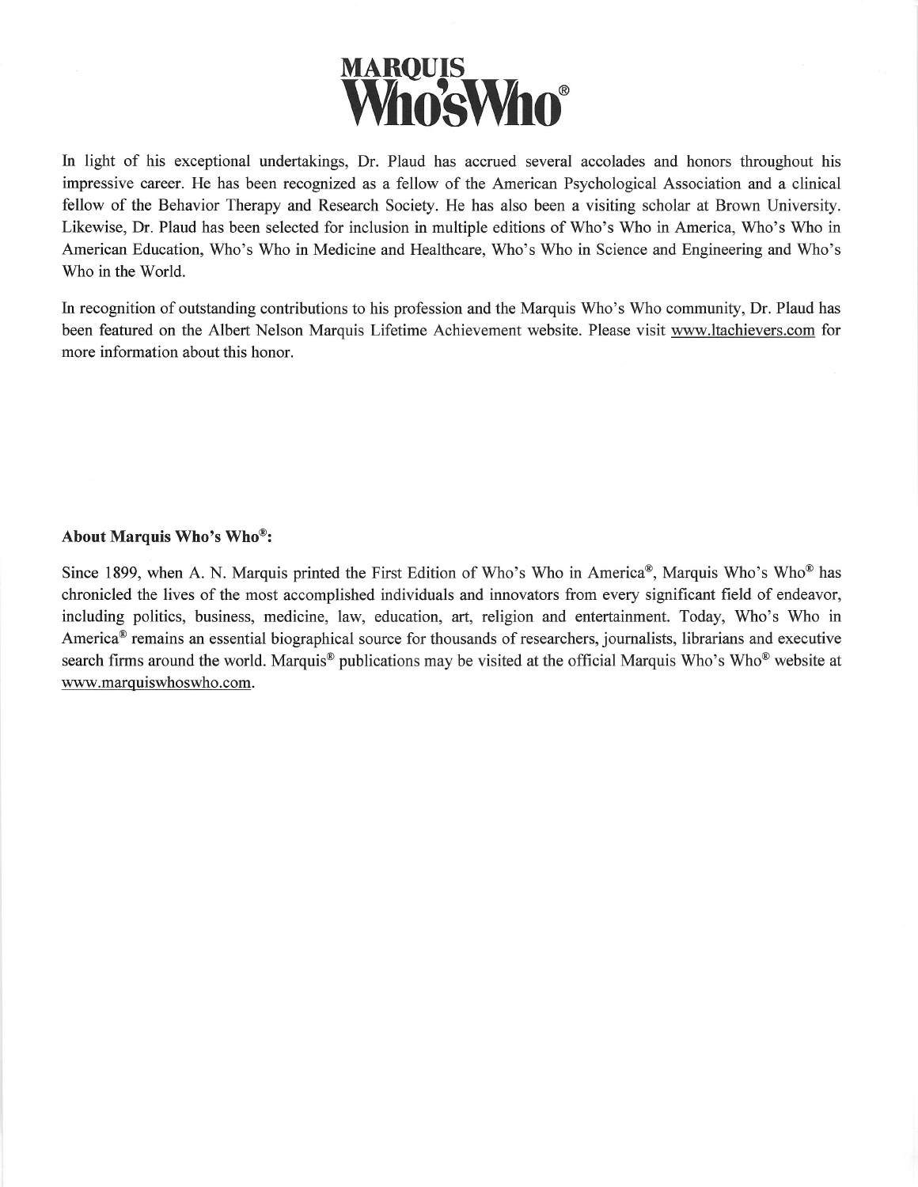**MARQUIS Who'sWho®**

In light of his exceptional undertakings, Dr. Plaud has accrued several accolades and honors throughout his impressive career. He has been recognized as a fellow of the American Psychological Association and a clinical fellow of the Behavior Therapy and Research Society. He has also been a visiting scholar at Brown University. Likewise, Dr. Plaud has been selected for inclusion in multiple editions of Who's Who in America, Who's Who in American Education, Who's Who in Medicine and Healthcare, Who's Who in Science and Engineering and Who's Who in the World.

In recognition of outstanding contributions to his profession and the Marquis Who's Who community, Dr. Plaud has been featured on the Albert Nelson Marquis Lifetime Achievement website. Please visit www.ltachievers.com for more information about this honor.

**About Marquis Who's Who®:**

Since 1899, when A. N. Marquis printed the First Edition of Who's Who in America®, Marquis Who's Who® has chronicled the lives of the most accomplished individuals and innovators from every significant field of endeavor, including politics, business, medicine, law, education, art, religion and entertainment. Today, Who's Who in America® remains an essential biographical source for thousands of researchers, journalists, librarians and executive search firms around the world. Marquis® publications may be visited at the official Marquis Who's Who® website at www.marquiswhoswho.com.